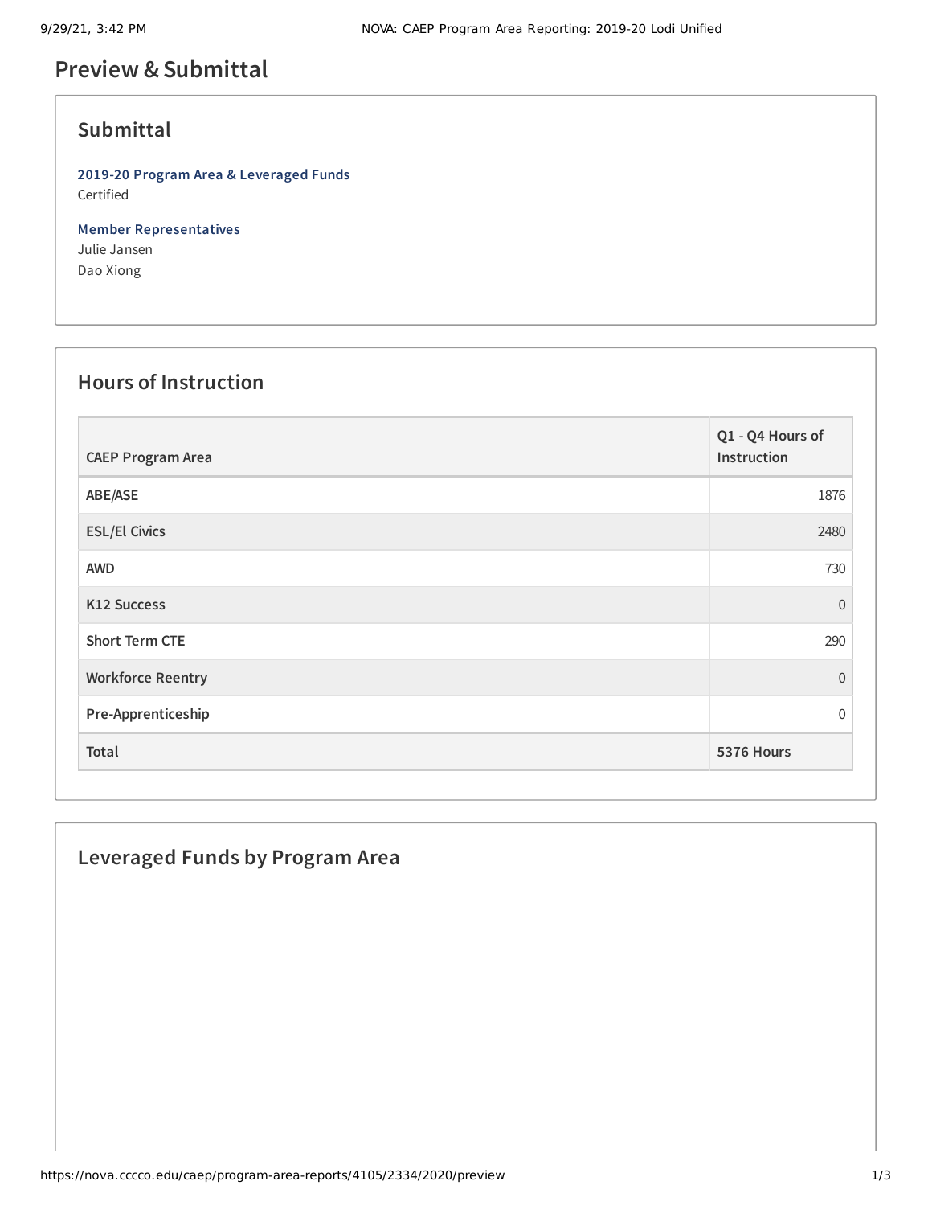# Preview & Submittal

## Submittal

**2019-20 Program Area & Leveraged Funds**
Certified

**Member Representatives**
Julie Jansen
Dao Xiong

## Hours of Instruction

| CAEP Program Area | Q1 - Q4 Hours of Instruction |
|---|---|
| ABE/ASE | 1876 |
| ESL/El Civics | 2480 |
| AWD | 730 |
| K12 Success | 0 |
| Short Term CTE | 290 |
| Workforce Reentry | 0 |
| Pre-Apprenticeship | 0 |
| **Total** | **5376 Hours** |

## Leveraged Funds by Program Area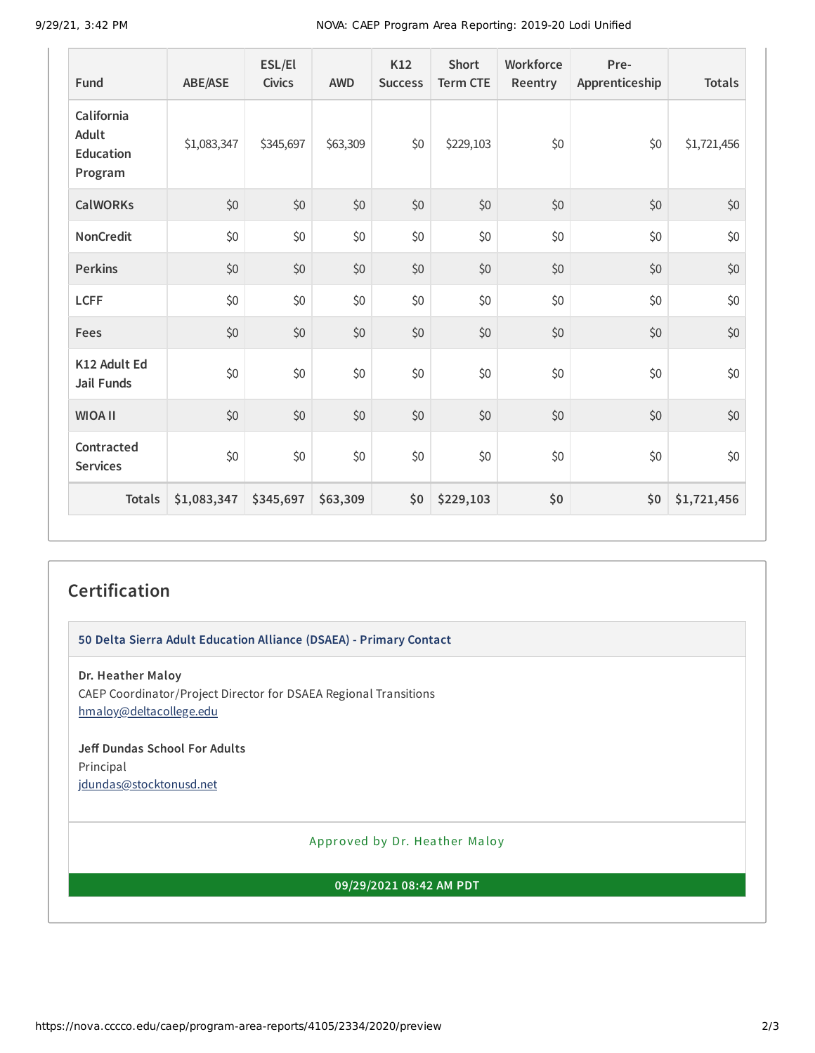| Fund | ABE/ASE | ESL/El Civics | AWD | K12 Success | Short Term CTE | Workforce Reentry | Pre-Apprenticeship | Totals |
|---|---|---|---|---|---|---|---|---|
| California Adult Education Program | $1,083,347 | $345,697 | $63,309 | $0 | $229,103 | $0 | $0 | $1,721,456 |
| CalWORKs | $0 | $0 | $0 | $0 | $0 | $0 | $0 | $0 |
| NonCredit | $0 | $0 | $0 | $0 | $0 | $0 | $0 | $0 |
| Perkins | $0 | $0 | $0 | $0 | $0 | $0 | $0 | $0 |
| LCFF | $0 | $0 | $0 | $0 | $0 | $0 | $0 | $0 |
| Fees | $0 | $0 | $0 | $0 | $0 | $0 | $0 | $0 |
| K12 Adult Ed Jail Funds | $0 | $0 | $0 | $0 | $0 | $0 | $0 | $0 |
| WIOA II | $0 | $0 | $0 | $0 | $0 | $0 | $0 | $0 |
| Contracted Services | $0 | $0 | $0 | $0 | $0 | $0 | $0 | $0 |
| **Totals** | **$1,083,347** | **$345,697** | **$63,309** | **$0** | **$229,103** | **$0** | **$0** | **$1,721,456** |

## Certification

**50 Delta Sierra Adult Education Alliance (DSAEA) - Primary Contact**

**Dr. Heather Maloy**
CAEP Coordinator/Project Director for DSAEA Regional Transitions
hmaloy@deltacollege.edu

**Jeff Dundas School For Adults**
Principal
jdundas@stocktonusd.net

Approved by Dr. Heather Maloy

**09/29/2021 08:42 AM PDT**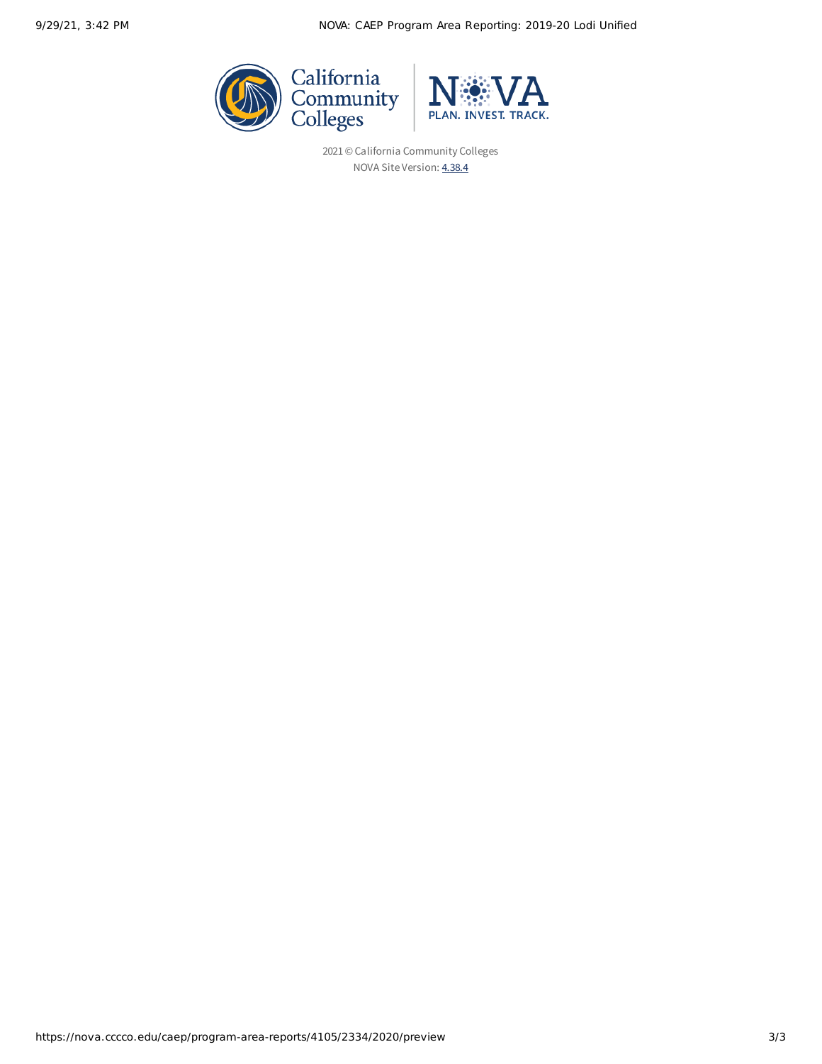California Community Colleges | NOVA PLAN. INVEST. TRACK.

2021 © California Community Colleges

NOVA Site Version: 4.38.4